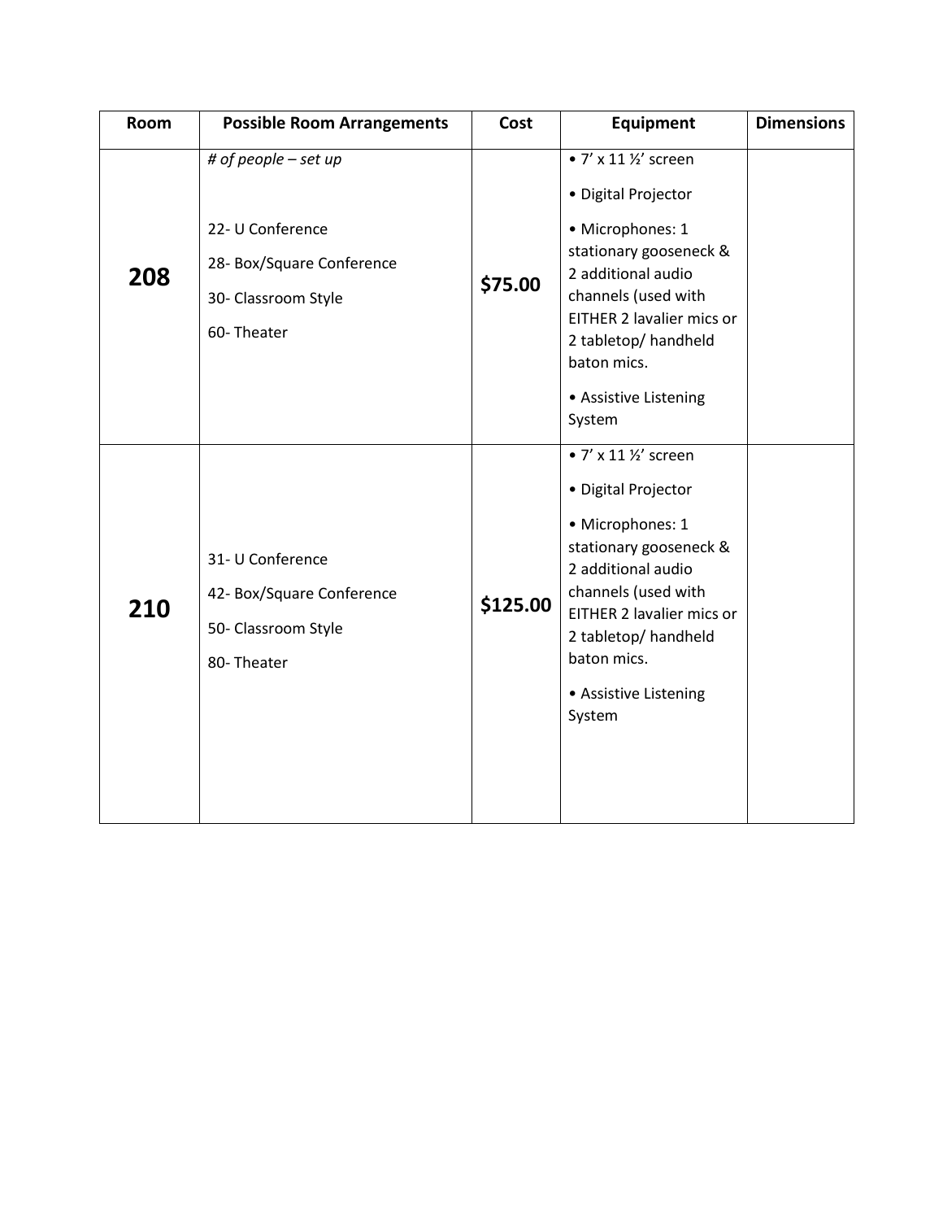| Room | Possible Room Arrangements | Cost | Equipment | Dimensions |
|---|---|---|---|---|
| **208** | *# of people – set up*<br><br>22- U Conference<br>28- Box/Square Conference<br>30- Classroom Style<br>60- Theater | **$75.00** | • 7’ x 11 ½’ screen<br>• Digital Projector<br>• Microphones: 1 stationary gooseneck & 2 additional audio channels (used with EITHER 2 lavalier mics or 2 tabletop/ handheld baton mics.<br>• Assistive Listening System | |
| **210** | 31- U Conference<br>42- Box/Square Conference<br>50- Classroom Style<br>80- Theater | **$125.00** | • 7’ x 11 ½’ screen<br>• Digital Projector<br>• Microphones: 1 stationary gooseneck & 2 additional audio channels (used with EITHER 2 lavalier mics or 2 tabletop/ handheld baton mics.<br>• Assistive Listening System | |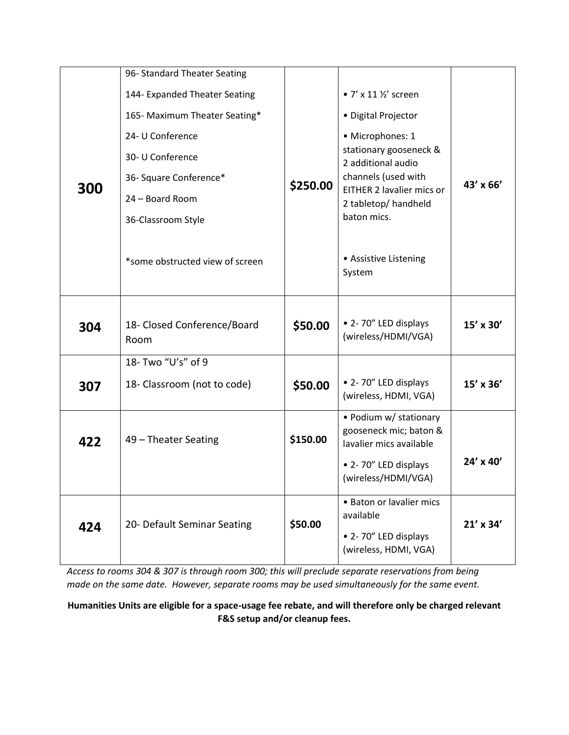| | | | | |
|---|---|---|---|---|
| **300** | 96- Standard Theater Seating<br>144- Expanded Theater Seating<br>165- Maximum Theater Seating*<br>24- U Conference<br>30- U Conference<br>36- Square Conference*<br>24 – Board Room<br>36-Classroom Style<br><br>*some obstructed view of screen | **$250.00** | • 7' x 11 ½' screen<br>• Digital Projector<br>• Microphones: 1 stationary gooseneck & 2 additional audio channels (used with EITHER 2 lavalier mics or 2 tabletop/ handheld baton mics.<br><br>• Assistive Listening System | **43' x 66'** |
| **304** | 18- Closed Conference/Board Room | **$50.00** | • 2- 70" LED displays (wireless/HDMI/VGA) | **15' x 30'** |
| **307** | 18- Two "U's" of 9<br>18- Classroom (not to code) | **$50.00** | • 2- 70" LED displays (wireless, HDMI, VGA) | **15' x 36'** |
| **422** | 49 – Theater Seating | **$150.00** | • Podium w/ stationary gooseneck mic; baton & lavalier mics available<br>• 2- 70" LED displays (wireless/HDMI/VGA) | **24' x 40'** |
| **424** | 20- Default Seminar Seating | **$50.00** | • Baton or lavalier mics available<br>• 2- 70" LED displays (wireless, HDMI, VGA) | **21' x 34'** |

*Access to rooms 304 & 307 is through room 300; this will preclude separate reservations from being made on the same date. However, separate rooms may be used simultaneously for the same event.*

**Humanities Units are eligible for a space-usage fee rebate, and will therefore only be charged relevant F&S setup and/or cleanup fees.**